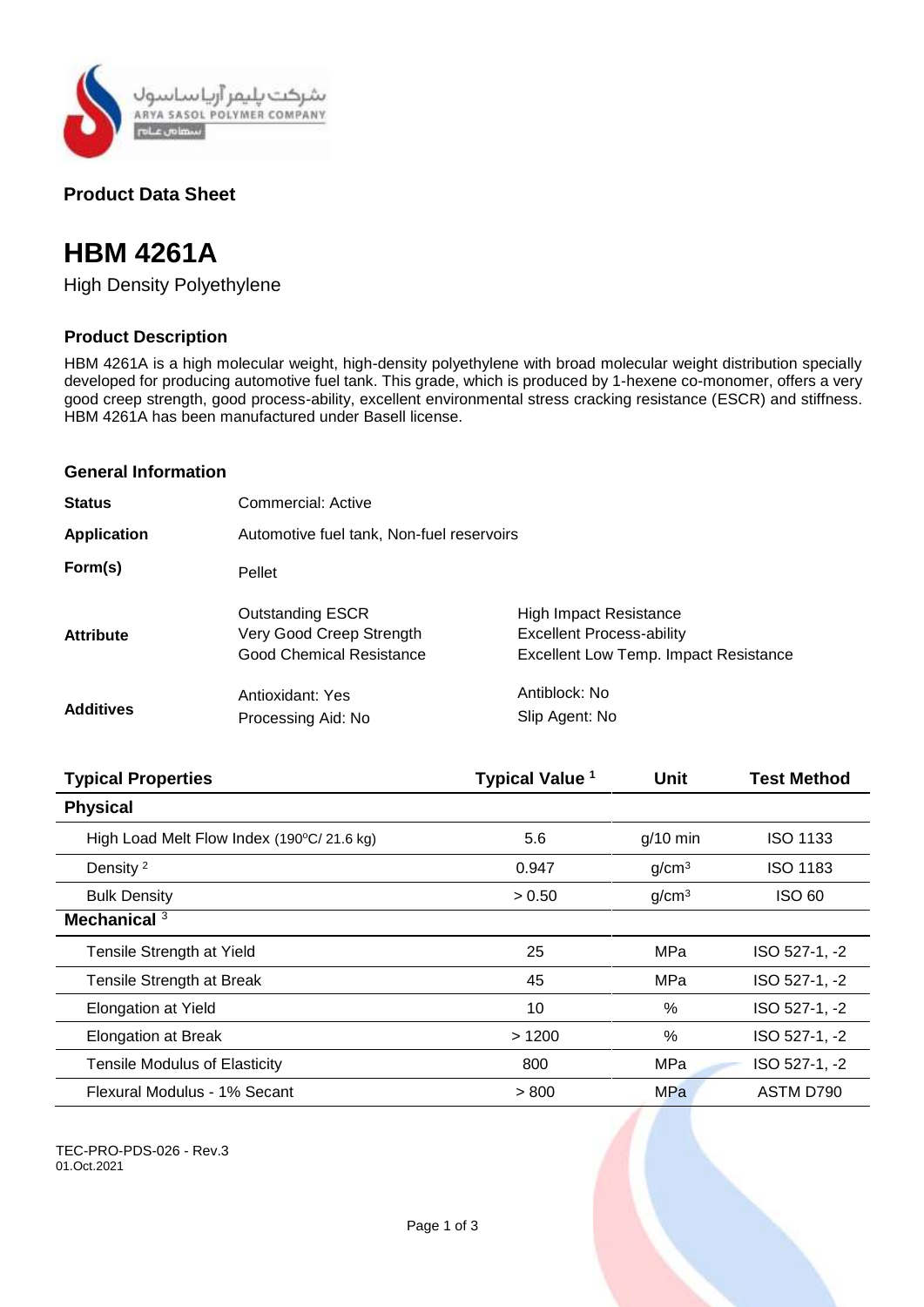## Product Data Sheet

# HBM 4261A

High Density Polyethylene

### Product Description

HBM 4261A is a high molecular weight, high-density polyethylene with broad molecular weight distribution specially developed for producing automotive fuel tank. This grade, which is produced by 1-hexene co-monomer, offers a very good creep strength, good process-ability, excellent environmental stress cracking resistance (ESCR) and stiffness. HBM 4261A has been manufactured under Basell license.

### General Information

| | | |
|---|---|---|
| **Status** | Commercial: Active | |
| **Application** | Automotive fuel tank, Non-fuel reservoirs | |
| **Form(s)** | Pellet | |
| **Attribute** | Outstanding ESCR<br>Very Good Creep Strength<br>Good Chemical Resistance | High Impact Resistance<br>Excellent Process-ability<br>Excellent Low Temp. Impact Resistance |
| **Additives** | Antioxidant: Yes<br>Processing Aid: No | Antiblock: No<br>Slip Agent: No |

| **Typical Properties** | **Typical Value [1]** | **Unit** | **Test Method** |
|---|---|---|---|
| **Physical** | | | |
| High Load Melt Flow Index (190ºC/ 21.6 kg) | 5.6 | g/10 min | ISO 1133 |
| Density [2] | 0.947 | $g/cm^3$ | ISO 1183 |
| Bulk Density | > 0.50 | $g/cm^3$ | ISO 60 |
| **Mechanical [3]** | | | |
| Tensile Strength at Yield | 25 | MPa | ISO 527-1, -2 |
| Tensile Strength at Break | 45 | MPa | ISO 527-1, -2 |
| Elongation at Yield | 10 | % | ISO 527-1, -2 |
| Elongation at Break | > 1200 | % | ISO 527-1, -2 |
| Tensile Modulus of Elasticity | 800 | MPa | ISO 527-1, -2 |
| Flexural Modulus - 1% Secant | > 800 | MPa | ASTM D790 |

TEC-PRO-PDS-026 - Rev.3
01.Oct.2021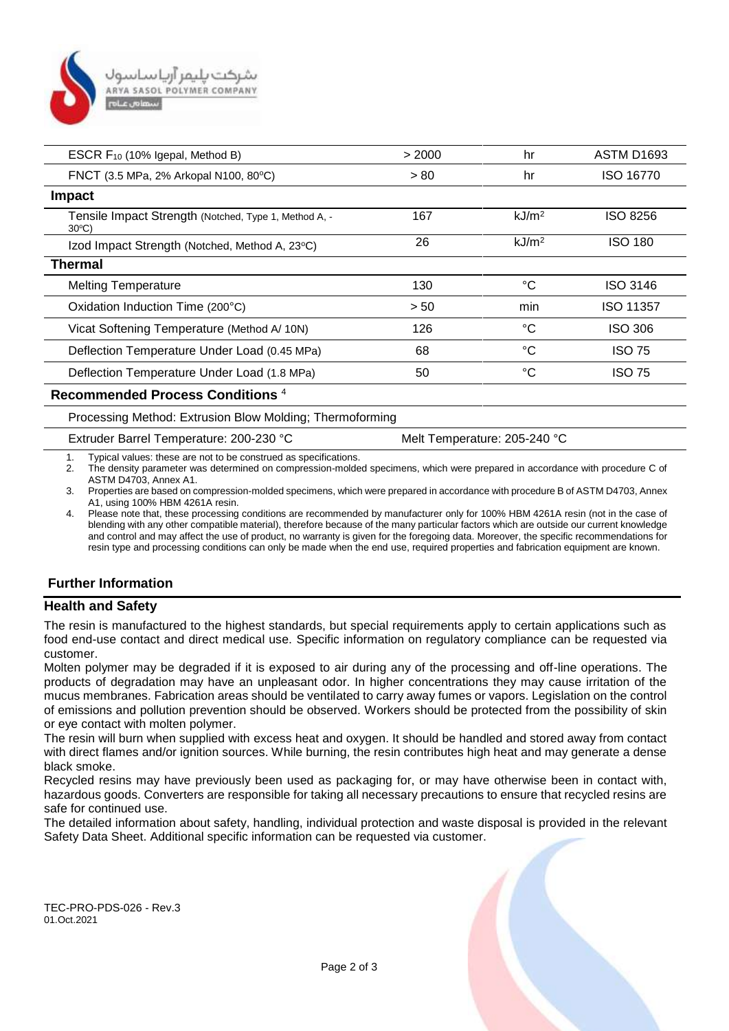| | | | |
|---|---|---|---|
| ESCR $F_{10}$ (10% Igepal, Method B) | > 2000 | hr | ASTM D1693 |
| FNCT (3.5 MPa, 2% Arkopal N100, 80°C) | > 80 | hr | ISO 16770 |
| **Impact** | | | |
| Tensile Impact Strength (Notched, Type 1, Method A, -30°C) | 167 | kJ/m² | ISO 8256 |
| Izod Impact Strength (Notched, Method A, 23°C) | 26 | kJ/m² | ISO 180 |
| **Thermal** | | | |
| Melting Temperature | 130 | °C | ISO 3146 |
| Oxidation Induction Time (200°C) | > 50 | min | ISO 11357 |
| Vicat Softening Temperature (Method A/ 10N) | 126 | °C | ISO 306 |
| Deflection Temperature Under Load (0.45 MPa) | 68 | °C | ISO 75 |
| Deflection Temperature Under Load (1.8 MPa) | 50 | °C | ISO 75 |
| **Recommended Process Conditions** [4] | | | |
| Processing Method: Extrusion Blow Molding; Thermoforming | | | |
| Extruder Barrel Temperature: 200-230 °C | Melt Temperature: 205-240 °C | | |

1. Typical values: these are not to be construed as specifications.
2. The density parameter was determined on compression-molded specimens, which were prepared in accordance with procedure C of ASTM D4703, Annex A1.
3. Properties are based on compression-molded specimens, which were prepared in accordance with procedure B of ASTM D4703, Annex A1, using 100% HBM 4261A resin.
4. Please note that, these processing conditions are recommended by manufacturer only for 100% HBM 4261A resin (not in the case of blending with any other compatible material), therefore because of the many particular factors which are outside our current knowledge and control and may affect the use of product, no warranty is given for the foregoing data. Moreover, the specific recommendations for resin type and processing conditions can only be made when the end use, required properties and fabrication equipment are known.

## Further Information

### Health and Safety

The resin is manufactured to the highest standards, but special requirements apply to certain applications such as food end-use contact and direct medical use. Specific information on regulatory compliance can be requested via customer.

Molten polymer may be degraded if it is exposed to air during any of the processing and off-line operations. The products of degradation may have an unpleasant odor. In higher concentrations they may cause irritation of the mucus membranes. Fabrication areas should be ventilated to carry away fumes or vapors. Legislation on the control of emissions and pollution prevention should be observed. Workers should be protected from the possibility of skin or eye contact with molten polymer.

The resin will burn when supplied with excess heat and oxygen. It should be handled and stored away from contact with direct flames and/or ignition sources. While burning, the resin contributes high heat and may generate a dense black smoke.

Recycled resins may have previously been used as packaging for, or may have otherwise been in contact with, hazardous goods. Converters are responsible for taking all necessary precautions to ensure that recycled resins are safe for continued use.

The detailed information about safety, handling, individual protection and waste disposal is provided in the relevant Safety Data Sheet. Additional specific information can be requested via customer.

TEC-PRO-PDS-026 - Rev.3
01.Oct.2021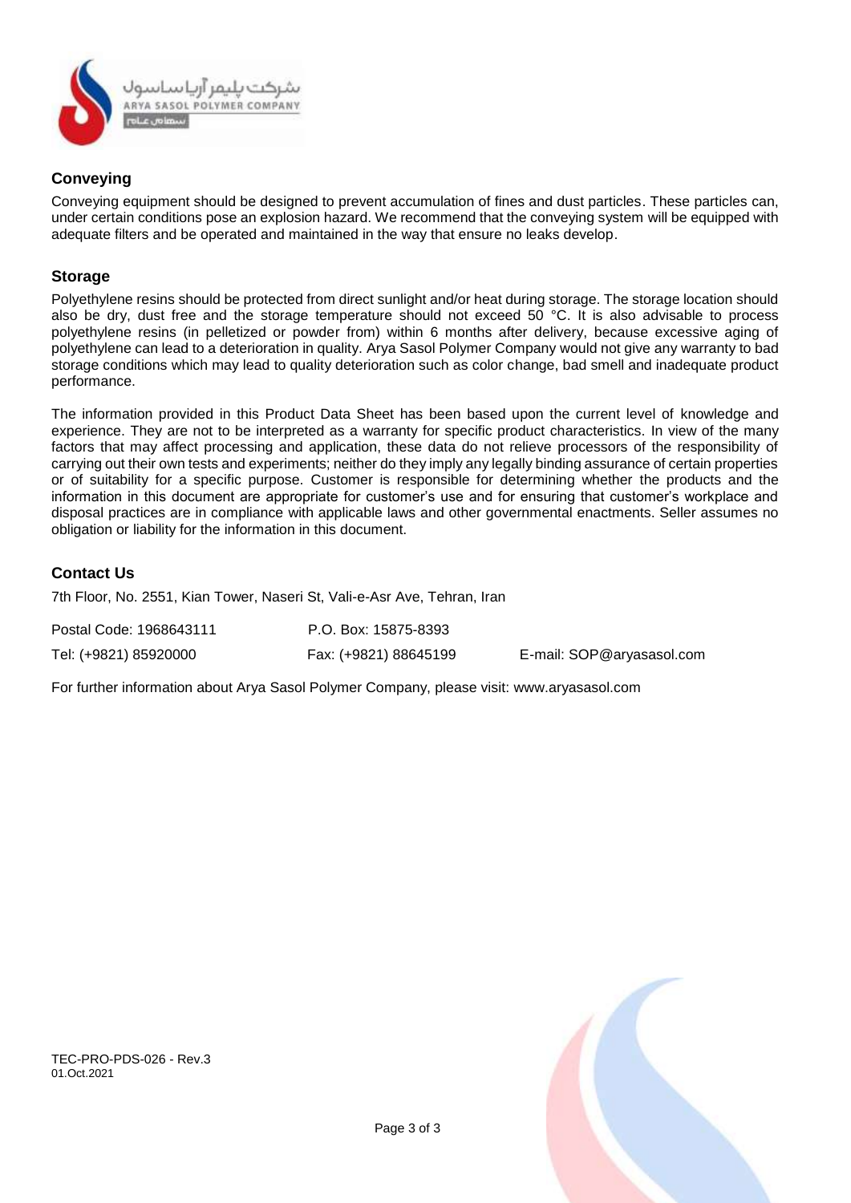## Conveying

Conveying equipment should be designed to prevent accumulation of fines and dust particles. These particles can, under certain conditions pose an explosion hazard. We recommend that the conveying system will be equipped with adequate filters and be operated and maintained in the way that ensure no leaks develop.

## Storage

Polyethylene resins should be protected from direct sunlight and/or heat during storage. The storage location should also be dry, dust free and the storage temperature should not exceed 50 °C. It is also advisable to process polyethylene resins (in pelletized or powder from) within 6 months after delivery, because excessive aging of polyethylene can lead to a deterioration in quality. Arya Sasol Polymer Company would not give any warranty to bad storage conditions which may lead to quality deterioration such as color change, bad smell and inadequate product performance.

The information provided in this Product Data Sheet has been based upon the current level of knowledge and experience. They are not to be interpreted as a warranty for specific product characteristics. In view of the many factors that may affect processing and application, these data do not relieve processors of the responsibility of carrying out their own tests and experiments; neither do they imply any legally binding assurance of certain properties or of suitability for a specific purpose. Customer is responsible for determining whether the products and the information in this document are appropriate for customer's use and for ensuring that customer's workplace and disposal practices are in compliance with applicable laws and other governmental enactments. Seller assumes no obligation or liability for the information in this document.

## Contact Us

7th Floor, No. 2551, Kian Tower, Naseri St, Vali-e-Asr Ave, Tehran, Iran

Postal Code: 1968643111 &nbsp;&nbsp;&nbsp; P.O. Box: 15875-8393

Tel: (+9821) 85920000 &nbsp;&nbsp;&nbsp; Fax: (+9821) 88645199 &nbsp;&nbsp;&nbsp; E-mail: SOP@aryasasol.com

For further information about Arya Sasol Polymer Company, please visit: www.aryasasol.com

TEC-PRO-PDS-026 - Rev.3
01.Oct.2021